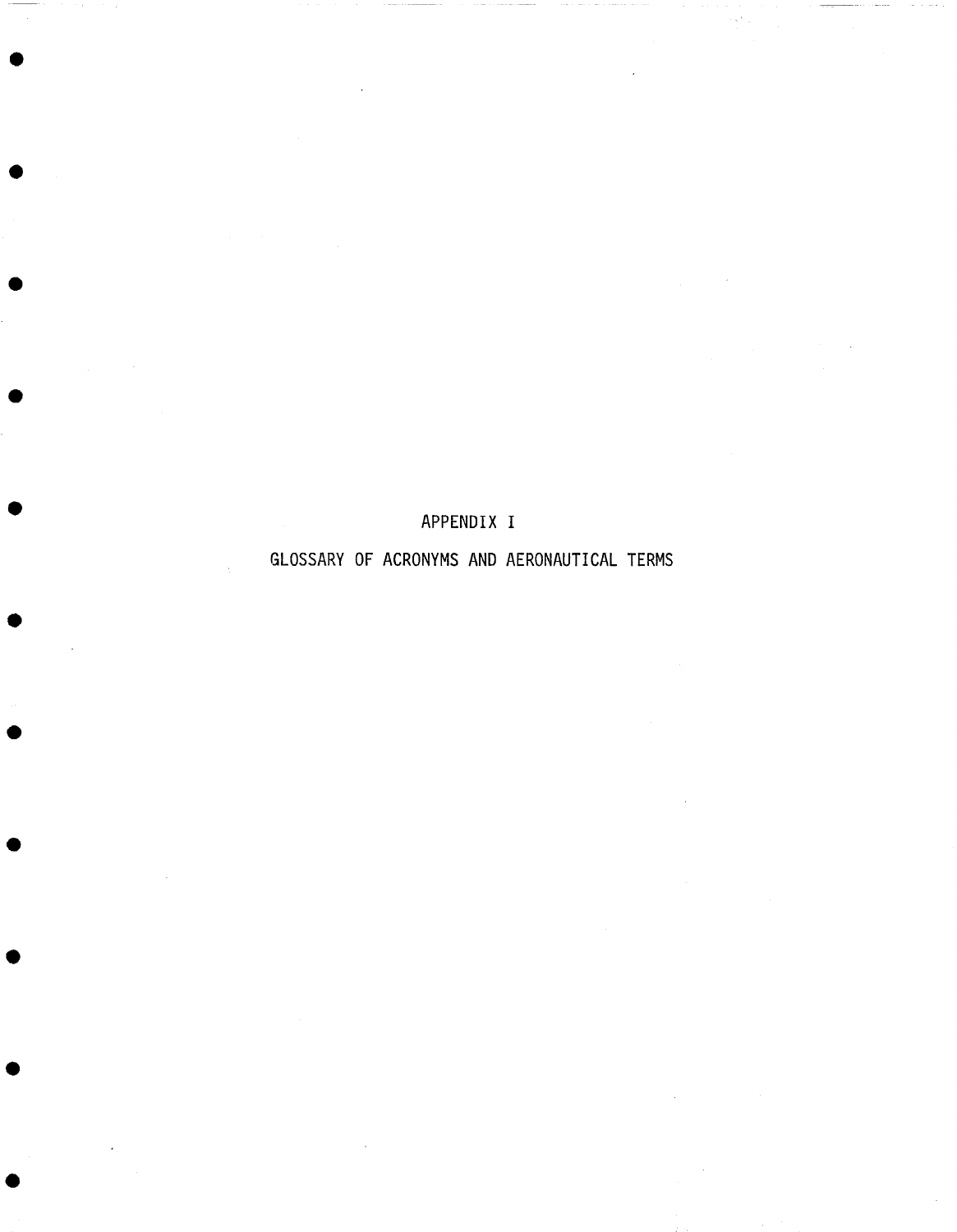# APPENDIX I

## GLOSSARY OF ACRONYMS AND AERONAUTICAL TERMS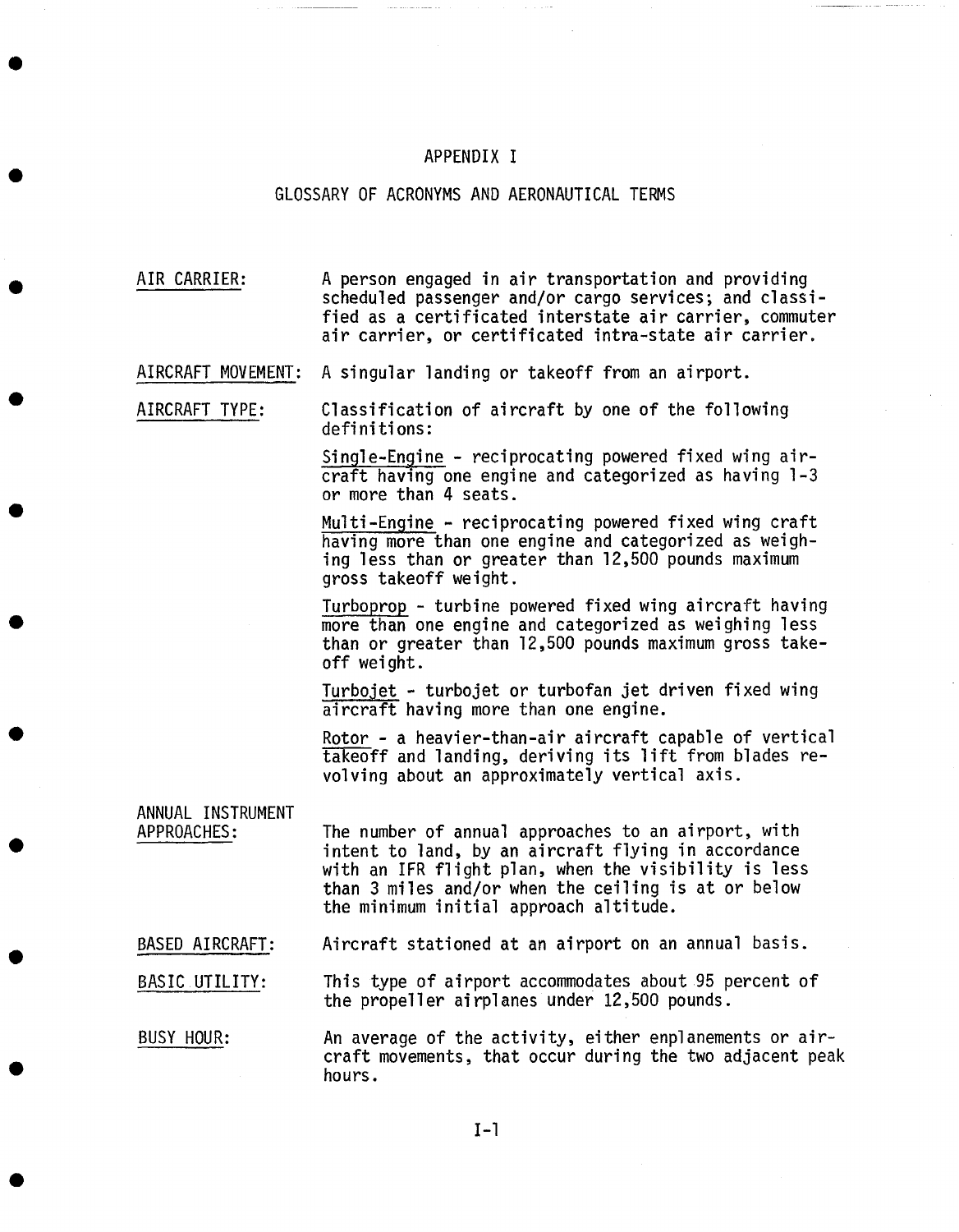# APPENDIX I

## GLOSSARY OF ACRONYMS AND AERONAUTICAL TERMS

AIR CARRIER: A person engaged in air transportation and providing scheduled passenger and/or cargo services; and classified as a certificated interstate air carrier, commuter air carrier, or certificated intra-state air carrier.

AIRCRAFT MOVEMENT: A singular landing or takeoff from an airport.

AIRCRAFT TYPE: Classification of aircraft by one of the following definitions:

Single-Engine - reciprocating powered fixed wing aircraft having one engine and categorized as having 1-3 or more than 4 seats.

Multi-Engine - reciprocating powered fixed wing craft having more than one engine and categorized as weighing less than or greater than 12,500 pounds maximum gross takeoff weight.

Turboprop - turbine powered fixed wing aircraft having more than one engine and categorized as weighing less than or greater than 12,500 pounds maximum gross takeoff weight.

Turbojet - turbojet or turbofan jet driven fixed wing aircraft having more than one engine.

Rotor - a heavier-than-air aircraft capable of vertical takeoff and landing, deriving its lift from blades revolving about an approximately vertical axis.

ANNUAL INSTRUMENT APPROACHES: The number of annual approaches to an airport, with intent to land, by an aircraft flying in accordance with an IFR flight plan, when the visibility is less than 3 miles and/or when the ceiling is at or below the minimum initial approach altitude.

BASED AIRCRAFT: Aircraft stationed at an airport on an annual basis.

BASIC UTILITY: This type of airport accommodates about 95 percent of the propeller airplanes under 12,500 pounds.

BUSY HOUR: An average of the activity, either enplanements or aircraft movements, that occur during the two adjacent peak hours.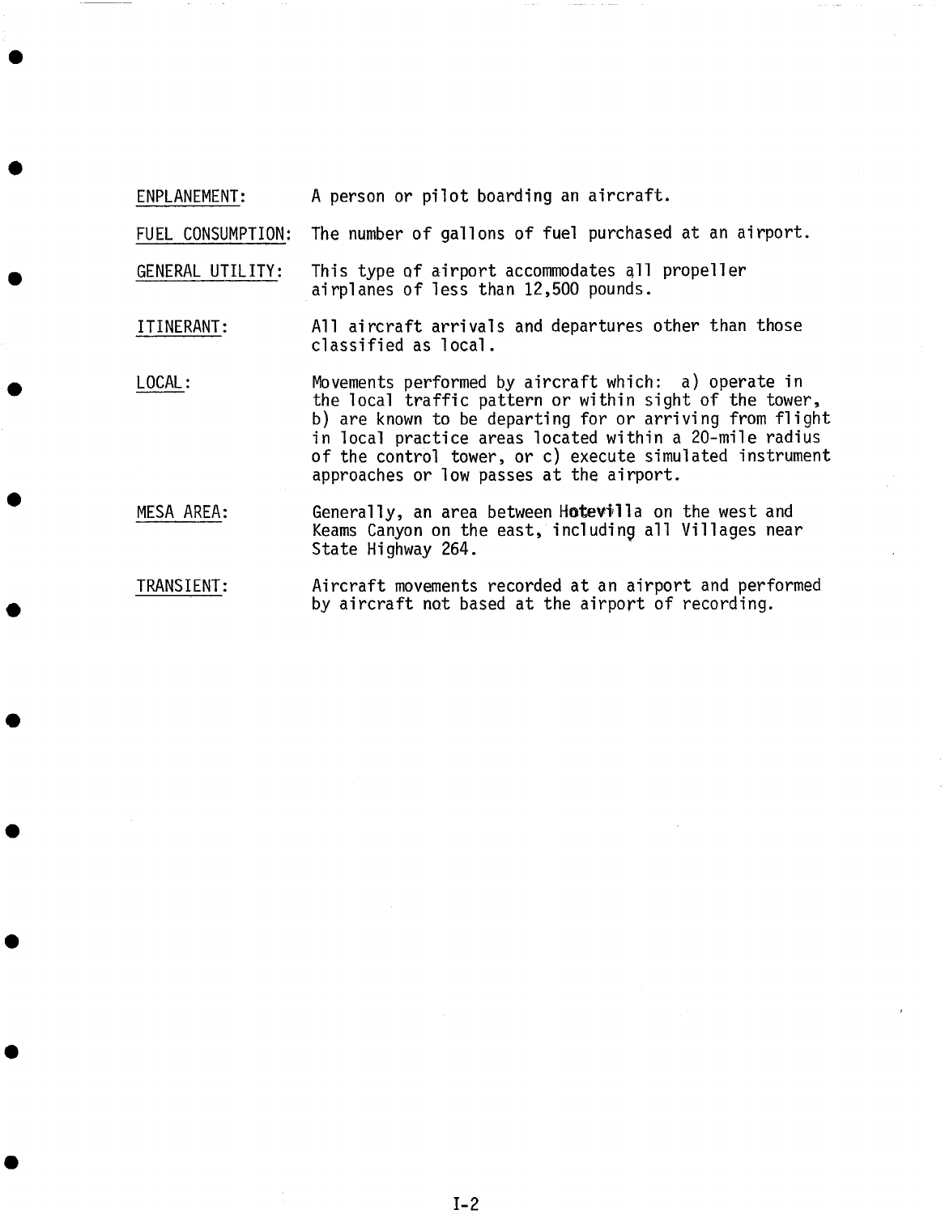ENPLANEMENT: A person or pilot boarding an aircraft.

FUEL CONSUMPTION: The number of gallons of fuel purchased at an airport.

GENERAL UTILITY: This type of airport accommodates all propeller airplanes of less than 12,500 pounds.

ITINERANT: All aircraft arrivals and departures other than those classified as local.

LOCAL: Movements performed by aircraft which: a) operate in the local traffic pattern or within sight of the tower, b) are known to be departing for or arriving from flight in local practice areas located within a 20-mile radius of the control tower, or c) execute simulated instrument approaches or low passes at the airport.

MESA AREA: Generally, an area between Hotevilla on the west and Keams Canyon on the east, including all Villages near State Highway 264.

TRANSIENT: Aircraft movements recorded at an airport and performed by aircraft not based at the airport of recording.